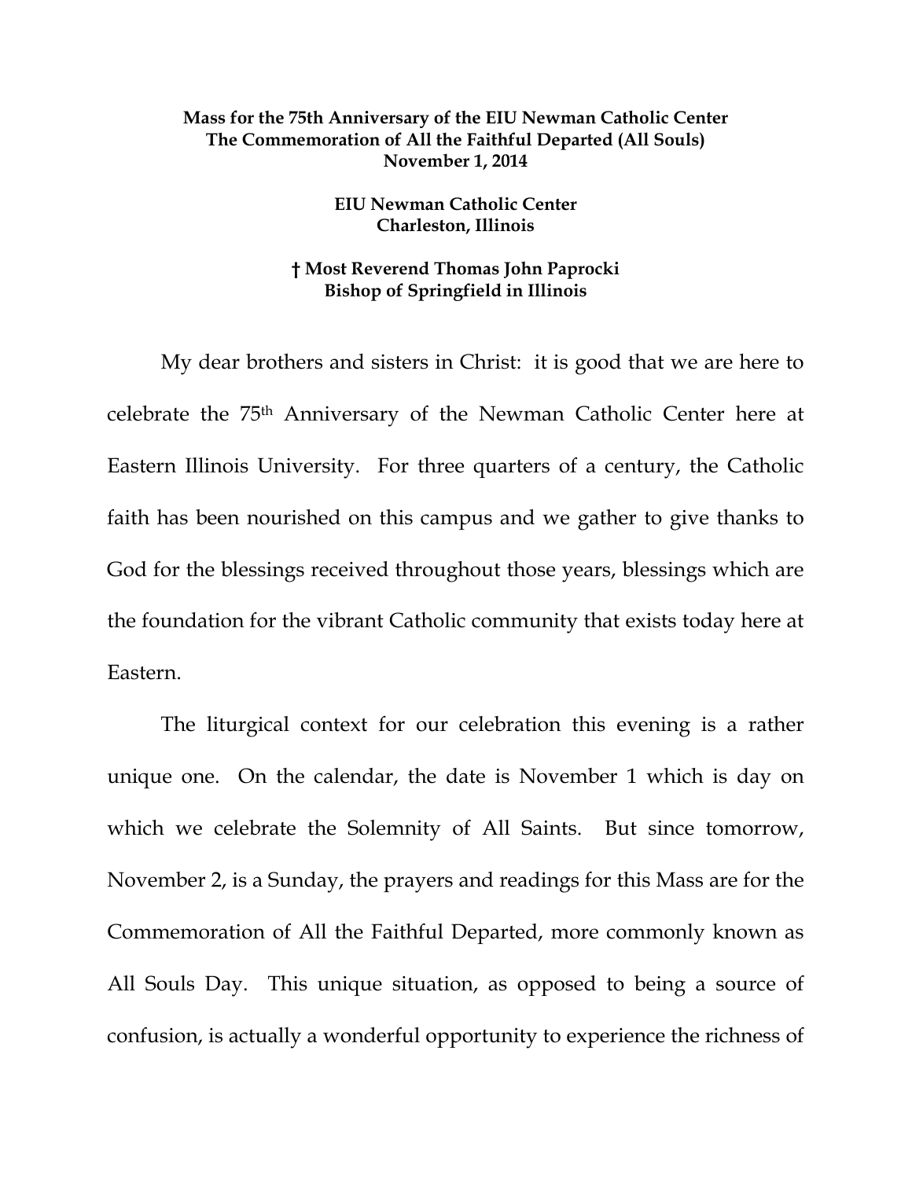**Mass for the 75th Anniversary of the EIU Newman Catholic Center**
**The Commemoration of All the Faithful Departed (All Souls)**
**November 1, 2014**

**EIU Newman Catholic Center**
**Charleston, Illinois**

**† Most Reverend Thomas John Paprocki**
**Bishop of Springfield in Illinois**

My dear brothers and sisters in Christ: it is good that we are here to celebrate the 75th Anniversary of the Newman Catholic Center here at Eastern Illinois University. For three quarters of a century, the Catholic faith has been nourished on this campus and we gather to give thanks to God for the blessings received throughout those years, blessings which are the foundation for the vibrant Catholic community that exists today here at Eastern.

The liturgical context for our celebration this evening is a rather unique one. On the calendar, the date is November 1 which is day on which we celebrate the Solemnity of All Saints. But since tomorrow, November 2, is a Sunday, the prayers and readings for this Mass are for the Commemoration of All the Faithful Departed, more commonly known as All Souls Day. This unique situation, as opposed to being a source of confusion, is actually a wonderful opportunity to experience the richness of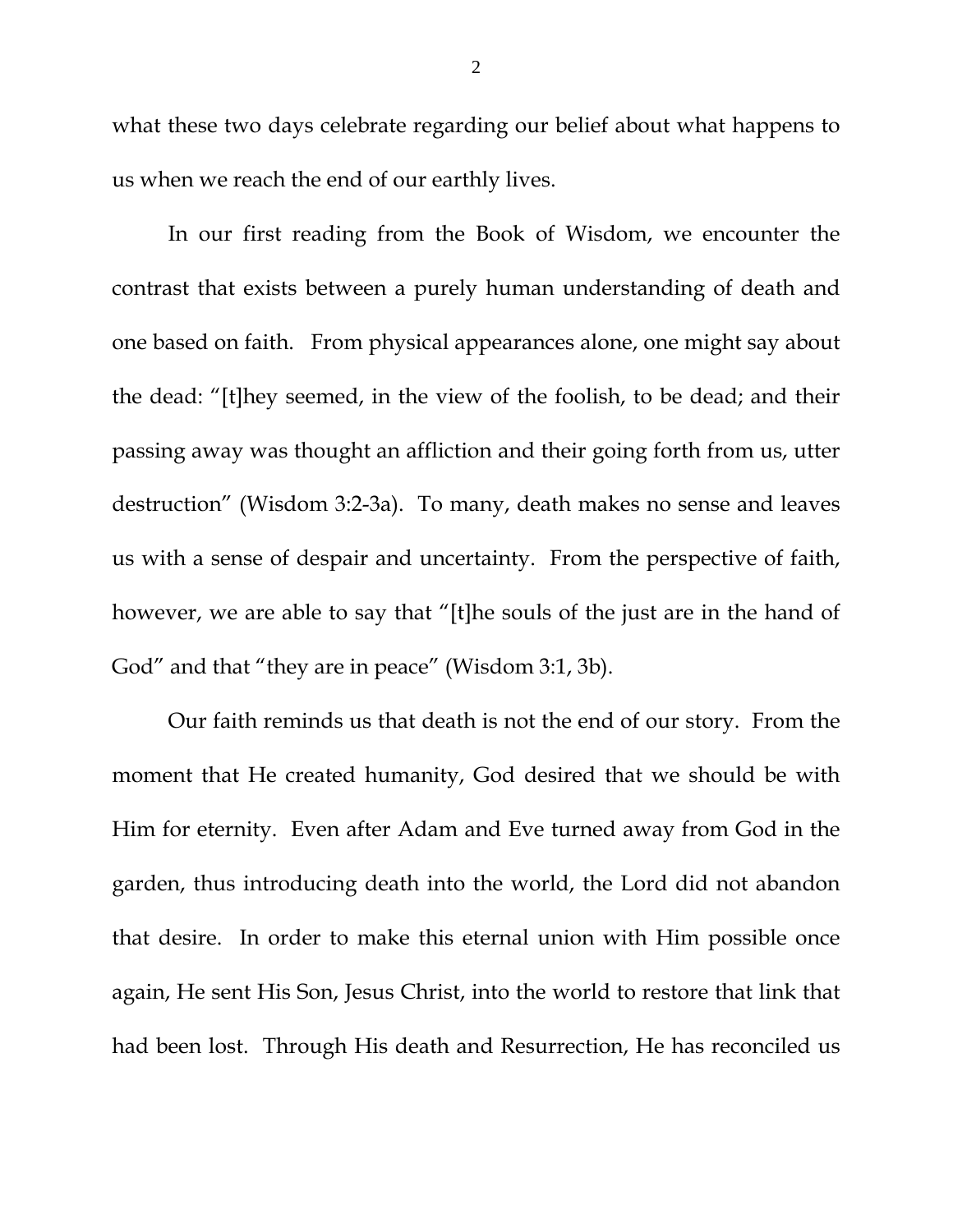what these two days celebrate regarding our belief about what happens to us when we reach the end of our earthly lives.

In our first reading from the Book of Wisdom, we encounter the contrast that exists between a purely human understanding of death and one based on faith. From physical appearances alone, one might say about the dead: "[t]hey seemed, in the view of the foolish, to be dead; and their passing away was thought an affliction and their going forth from us, utter destruction" (Wisdom 3:2-3a). To many, death makes no sense and leaves us with a sense of despair and uncertainty. From the perspective of faith, however, we are able to say that "[t]he souls of the just are in the hand of God" and that "they are in peace" (Wisdom 3:1, 3b).

Our faith reminds us that death is not the end of our story. From the moment that He created humanity, God desired that we should be with Him for eternity. Even after Adam and Eve turned away from God in the garden, thus introducing death into the world, the Lord did not abandon that desire. In order to make this eternal union with Him possible once again, He sent His Son, Jesus Christ, into the world to restore that link that had been lost. Through His death and Resurrection, He has reconciled us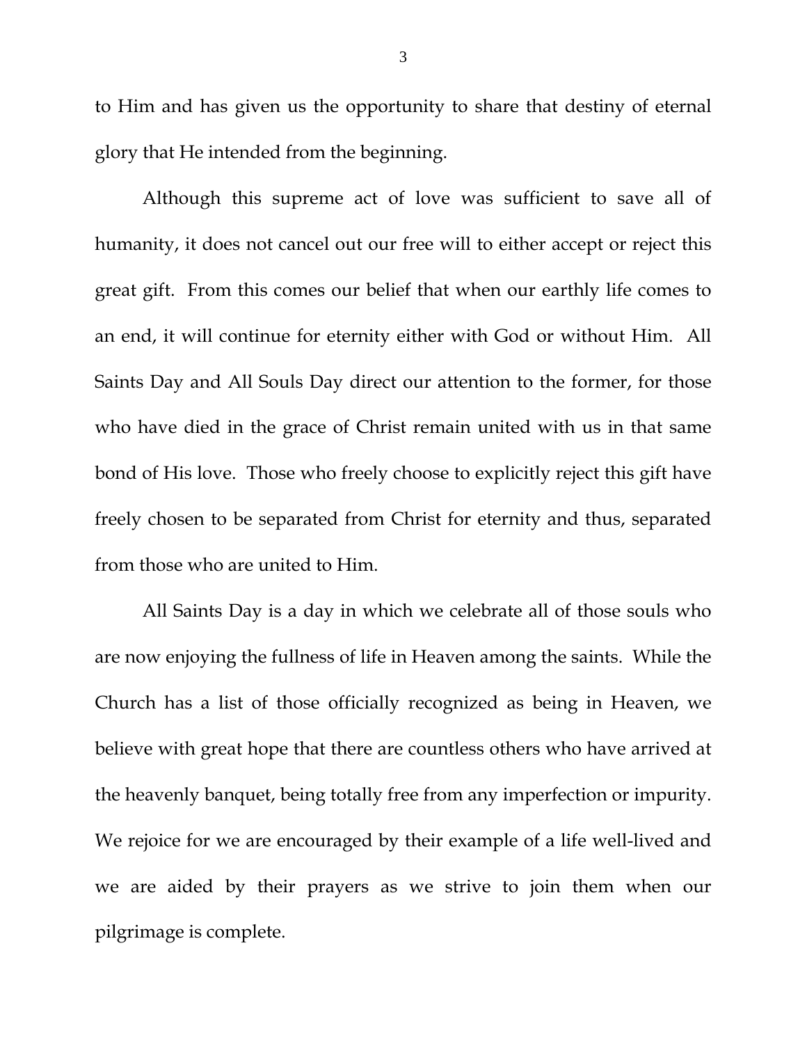to Him and has given us the opportunity to share that destiny of eternal glory that He intended from the beginning.

Although this supreme act of love was sufficient to save all of humanity, it does not cancel out our free will to either accept or reject this great gift. From this comes our belief that when our earthly life comes to an end, it will continue for eternity either with God or without Him. All Saints Day and All Souls Day direct our attention to the former, for those who have died in the grace of Christ remain united with us in that same bond of His love. Those who freely choose to explicitly reject this gift have freely chosen to be separated from Christ for eternity and thus, separated from those who are united to Him.

All Saints Day is a day in which we celebrate all of those souls who are now enjoying the fullness of life in Heaven among the saints. While the Church has a list of those officially recognized as being in Heaven, we believe with great hope that there are countless others who have arrived at the heavenly banquet, being totally free from any imperfection or impurity. We rejoice for we are encouraged by their example of a life well-lived and we are aided by their prayers as we strive to join them when our pilgrimage is complete.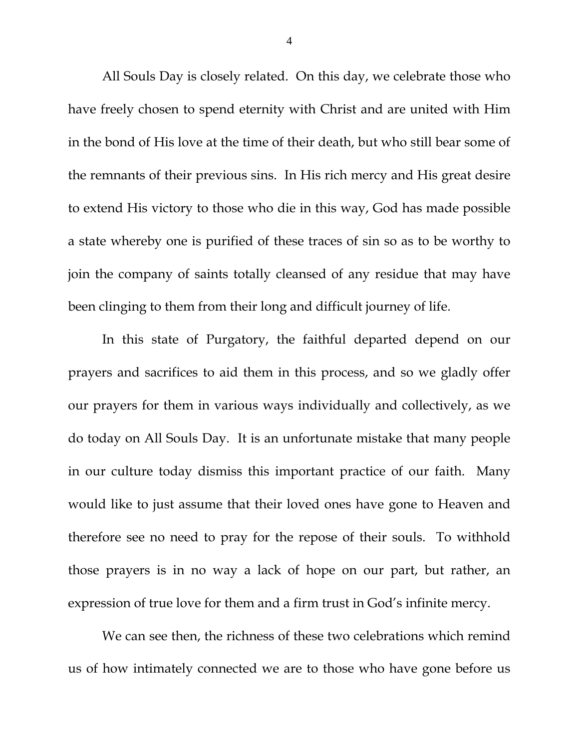All Souls Day is closely related. On this day, we celebrate those who have freely chosen to spend eternity with Christ and are united with Him in the bond of His love at the time of their death, but who still bear some of the remnants of their previous sins. In His rich mercy and His great desire to extend His victory to those who die in this way, God has made possible a state whereby one is purified of these traces of sin so as to be worthy to join the company of saints totally cleansed of any residue that may have been clinging to them from their long and difficult journey of life.

In this state of Purgatory, the faithful departed depend on our prayers and sacrifices to aid them in this process, and so we gladly offer our prayers for them in various ways individually and collectively, as we do today on All Souls Day. It is an unfortunate mistake that many people in our culture today dismiss this important practice of our faith. Many would like to just assume that their loved ones have gone to Heaven and therefore see no need to pray for the repose of their souls. To withhold those prayers is in no way a lack of hope on our part, but rather, an expression of true love for them and a firm trust in God's infinite mercy.

We can see then, the richness of these two celebrations which remind us of how intimately connected we are to those who have gone before us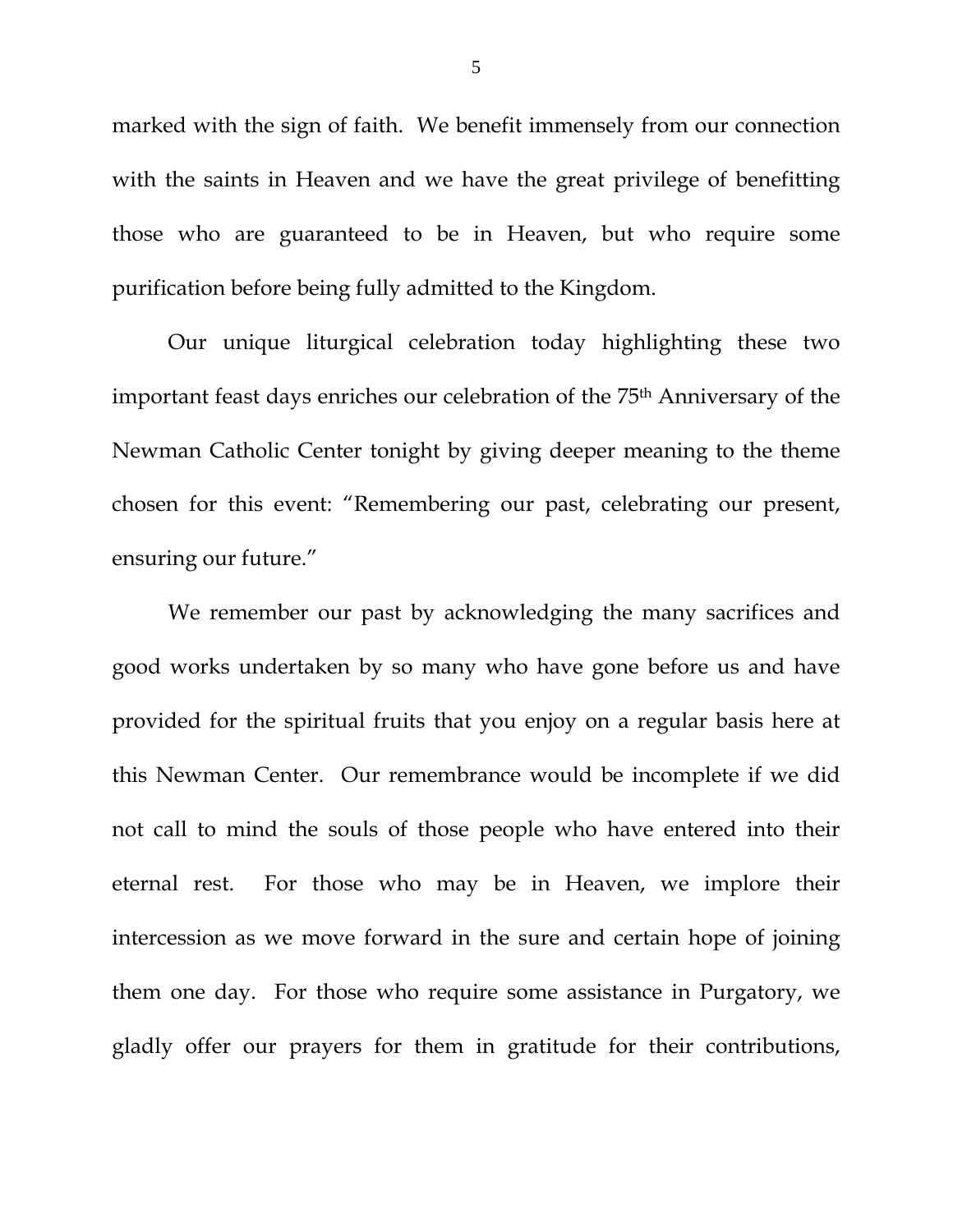marked with the sign of faith. We benefit immensely from our connection with the saints in Heaven and we have the great privilege of benefitting those who are guaranteed to be in Heaven, but who require some purification before being fully admitted to the Kingdom.

Our unique liturgical celebration today highlighting these two important feast days enriches our celebration of the 75th Anniversary of the Newman Catholic Center tonight by giving deeper meaning to the theme chosen for this event: "Remembering our past, celebrating our present, ensuring our future."

We remember our past by acknowledging the many sacrifices and good works undertaken by so many who have gone before us and have provided for the spiritual fruits that you enjoy on a regular basis here at this Newman Center. Our remembrance would be incomplete if we did not call to mind the souls of those people who have entered into their eternal rest. For those who may be in Heaven, we implore their intercession as we move forward in the sure and certain hope of joining them one day. For those who require some assistance in Purgatory, we gladly offer our prayers for them in gratitude for their contributions,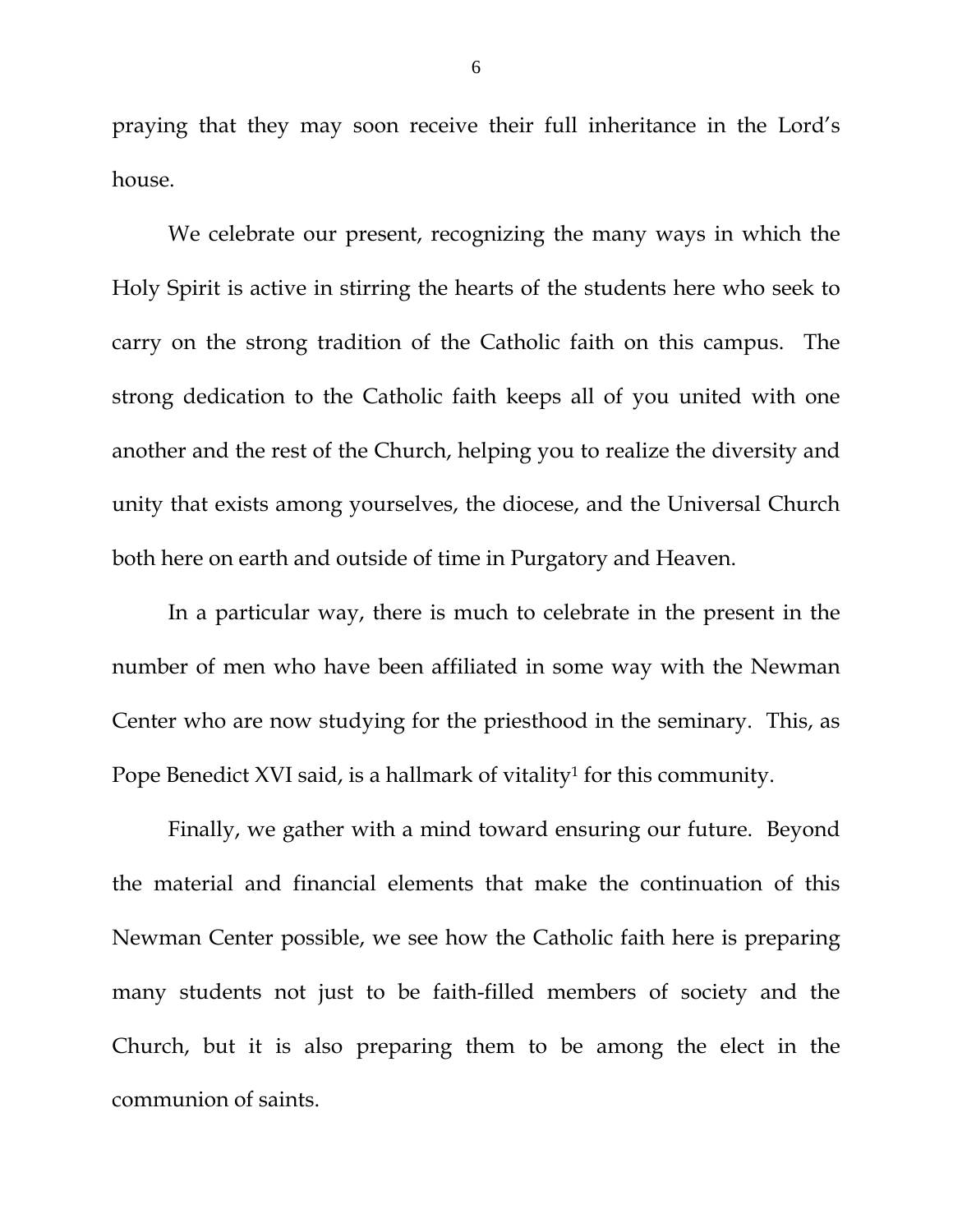praying that they may soon receive their full inheritance in the Lord's house.

We celebrate our present, recognizing the many ways in which the Holy Spirit is active in stirring the hearts of the students here who seek to carry on the strong tradition of the Catholic faith on this campus. The strong dedication to the Catholic faith keeps all of you united with one another and the rest of the Church, helping you to realize the diversity and unity that exists among yourselves, the diocese, and the Universal Church both here on earth and outside of time in Purgatory and Heaven.

In a particular way, there is much to celebrate in the present in the number of men who have been affiliated in some way with the Newman Center who are now studying for the priesthood in the seminary. This, as Pope Benedict XVI said, is a hallmark of vitality[1] for this community.

Finally, we gather with a mind toward ensuring our future. Beyond the material and financial elements that make the continuation of this Newman Center possible, we see how the Catholic faith here is preparing many students not just to be faith-filled members of society and the Church, but it is also preparing them to be among the elect in the communion of saints.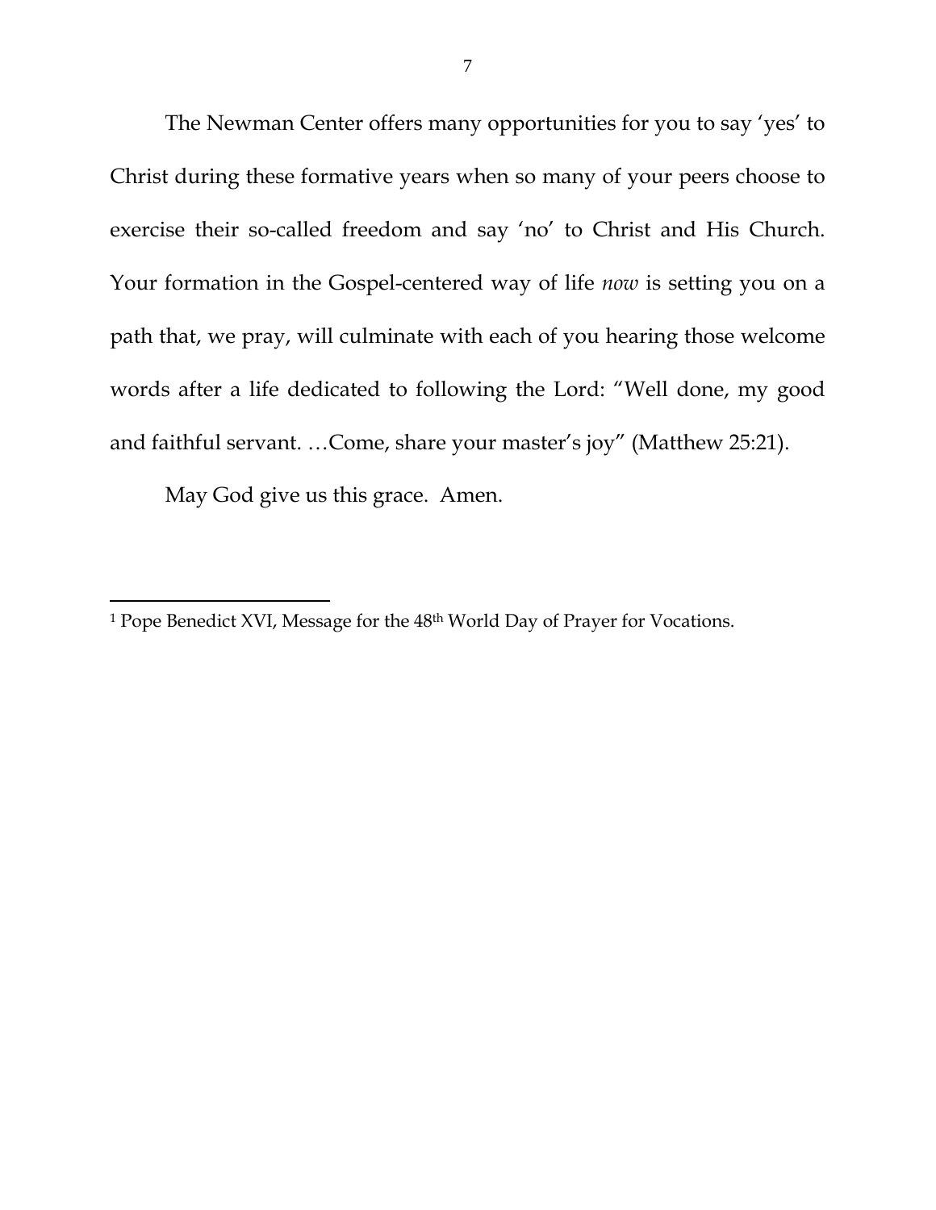The Newman Center offers many opportunities for you to say 'yes' to Christ during these formative years when so many of your peers choose to exercise their so-called freedom and say 'no' to Christ and His Church. Your formation in the Gospel-centered way of life *now* is setting you on a path that, we pray, will culminate with each of you hearing those welcome words after a life dedicated to following the Lord: "Well done, my good and faithful servant. …Come, share your master's joy" (Matthew 25:21).

May God give us this grace. Amen.

---

[1] Pope Benedict XVI, Message for the 48th World Day of Prayer for Vocations.